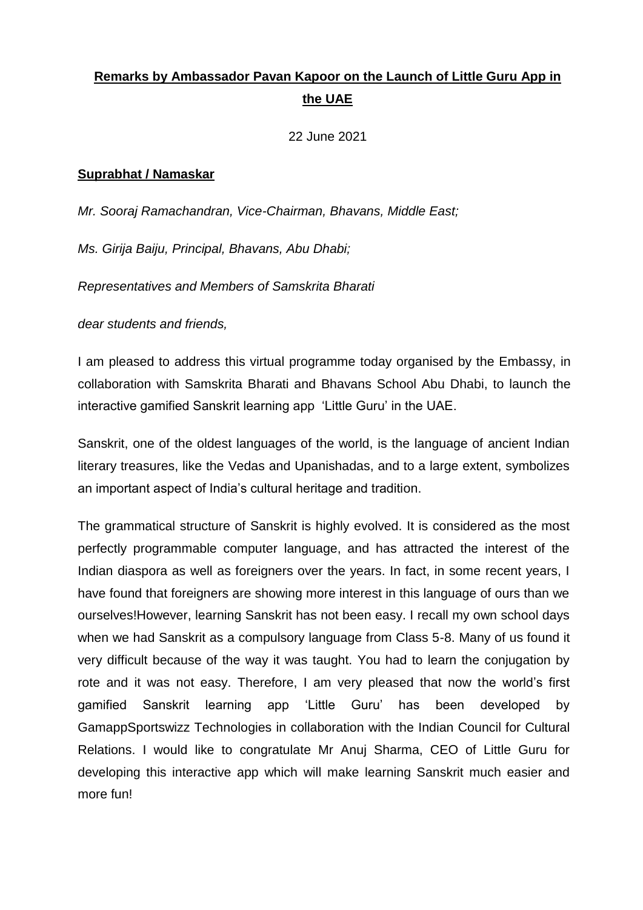**<u>Remarks by Ambassador Pavan Kapoor on the Launch of Little Guru App in the UAE</u>**

22 June 2021

**<u>Suprabhat / Namaskar</u>**

*Mr. Sooraj Ramachandran, Vice-Chairman, Bhavans, Middle East;*

*Ms. Girija Baiju, Principal, Bhavans, Abu Dhabi;*

*Representatives and Members of Samskrita Bharati*

*dear students and friends,*

I am pleased to address this virtual programme today organised by the Embassy, in collaboration with Samskrita Bharati and Bhavans School Abu Dhabi, to launch the interactive gamified Sanskrit learning app 'Little Guru' in the UAE.

Sanskrit, one of the oldest languages of the world, is the language of ancient Indian literary treasures, like the Vedas and Upanishadas, and to a large extent, symbolizes an important aspect of India's cultural heritage and tradition.

The grammatical structure of Sanskrit is highly evolved. It is considered as the most perfectly programmable computer language, and has attracted the interest of the Indian diaspora as well as foreigners over the years. In fact, in some recent years, I have found that foreigners are showing more interest in this language of ours than we ourselves!However, learning Sanskrit has not been easy. I recall my own school days when we had Sanskrit as a compulsory language from Class 5-8. Many of us found it very difficult because of the way it was taught. You had to learn the conjugation by rote and it was not easy. Therefore, I am very pleased that now the world's first gamified Sanskrit learning app 'Little Guru' has been developed by GamappSportswizz Technologies in collaboration with the Indian Council for Cultural Relations. I would like to congratulate Mr Anuj Sharma, CEO of Little Guru for developing this interactive app which will make learning Sanskrit much easier and more fun!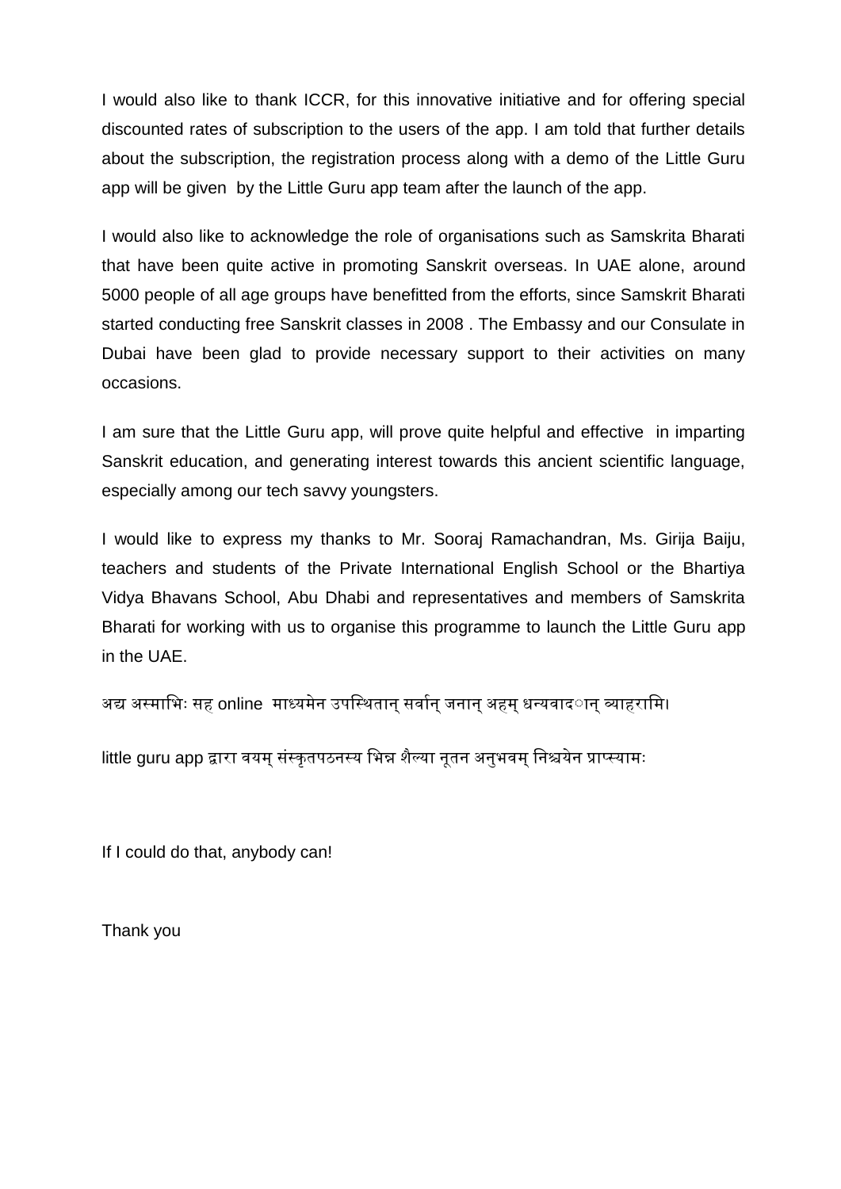I would also like to thank ICCR, for this innovative initiative and for offering special discounted rates of subscription to the users of the app. I am told that further details about the subscription, the registration process along with a demo of the Little Guru app will be given by the Little Guru app team after the launch of the app.

I would also like to acknowledge the role of organisations such as Samskrita Bharati that have been quite active in promoting Sanskrit overseas. In UAE alone, around 5000 people of all age groups have benefitted from the efforts, since Samskrit Bharati started conducting free Sanskrit classes in 2008 . The Embassy and our Consulate in Dubai have been glad to provide necessary support to their activities on many occasions.

I am sure that the Little Guru app, will prove quite helpful and effective in imparting Sanskrit education, and generating interest towards this ancient scientific language, especially among our tech savvy youngsters.

I would like to express my thanks to Mr. Sooraj Ramachandran, Ms. Girija Baiju, teachers and students of the Private International English School or the Bhartiya Vidya Bhavans School, Abu Dhabi and representatives and members of Samskrita Bharati for working with us to organise this programme to launch the Little Guru app in the UAE.

अद्य अस्माभिः सह online माध्यमेन उपस्थितान् सर्वान् जनान् अहम् धन्यवादान् व्याहरामि।

little guru app द्वारा वयम् संस्कृतपठनस्य भिन्न शैल्या नूतन अनुभवम् निश्चयेन प्राप्स्यामः

If I could do that, anybody can!

Thank you